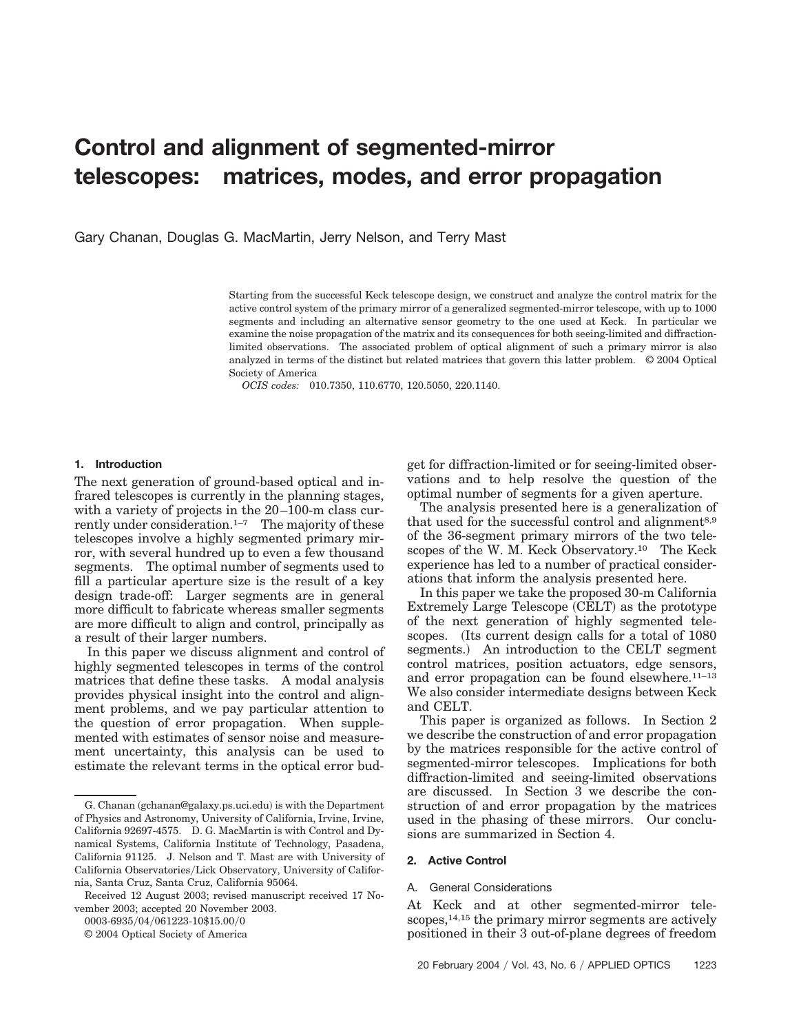# Control and alignment of segmented-mirror telescopes: matrices, modes, and error propagation

Gary Chanan, Douglas G. MacMartin, Jerry Nelson, and Terry Mast

Starting from the successful Keck telescope design, we construct and analyze the control matrix for the active control system of the primary mirror of a generalized segmented-mirror telescope, with up to 1000 segments and including an alternative sensor geometry to the one used at Keck. In particular we examine the noise propagation of the matrix and its consequences for both seeing-limited and diffraction-limited observations. The associated problem of optical alignment of such a primary mirror is also analyzed in terms of the distinct but related matrices that govern this latter problem. © 2004 Optical Society of America

*OCIS codes:* 010.7350, 110.6770, 120.5050, 220.1140.

## 1. Introduction

The next generation of ground-based optical and infrared telescopes is currently in the planning stages, with a variety of projects in the 20–100-m class currently under consideration.[1–7] The majority of these telescopes involve a highly segmented primary mirror, with several hundred up to even a few thousand segments. The optimal number of segments used to fill a particular aperture size is the result of a key design trade-off: Larger segments are in general more difficult to fabricate whereas smaller segments are more difficult to align and control, principally as a result of their larger numbers.

In this paper we discuss alignment and control of highly segmented telescopes in terms of the control matrices that define these tasks. A modal analysis provides physical insight into the control and alignment problems, and we pay particular attention to the question of error propagation. When supplemented with estimates of sensor noise and measurement uncertainty, this analysis can be used to estimate the relevant terms in the optical error budget for diffraction-limited or for seeing-limited observations and to help resolve the question of the optimal number of segments for a given aperture.

The analysis presented here is a generalization of that used for the successful control and alignment[8,9] of the 36-segment primary mirrors of the two telescopes of the W. M. Keck Observatory.[10] The Keck experience has led to a number of practical considerations that inform the analysis presented here.

In this paper we take the proposed 30-m California Extremely Large Telescope (CELT) as the prototype of the next generation of highly segmented telescopes. (Its current design calls for a total of 1080 segments.) An introduction to the CELT segment control matrices, position actuators, edge sensors, and error propagation can be found elsewhere.[11–13] We also consider intermediate designs between Keck and CELT.

This paper is organized as follows. In Section 2 we describe the construction of and error propagation by the matrices responsible for the active control of segmented-mirror telescopes. Implications for both diffraction-limited and seeing-limited observations are discussed. In Section 3 we describe the construction of and error propagation by the matrices used in the phasing of these mirrors. Our conclusions are summarized in Section 4.

## 2. Active Control

### A. General Considerations

At Keck and at other segmented-mirror telescopes,[14,15] the primary mirror segments are actively positioned in their 3 out-of-plane degrees of freedom

---

G. Chanan (gchanan@galaxy.ps.uci.edu) is with the Department of Physics and Astronomy, University of California, Irvine, Irvine, California 92697-4575. D. G. MacMartin is with Control and Dynamical Systems, California Institute of Technology, Pasadena, California 91125. J. Nelson and T. Mast are with University of California Observatories/Lick Observatory, University of California, Santa Cruz, Santa Cruz, California 95064.

Received 12 August 2003; revised manuscript received 17 November 2003; accepted 20 November 2003.

0003-6935/04/061223-10$15.00/0

© 2004 Optical Society of America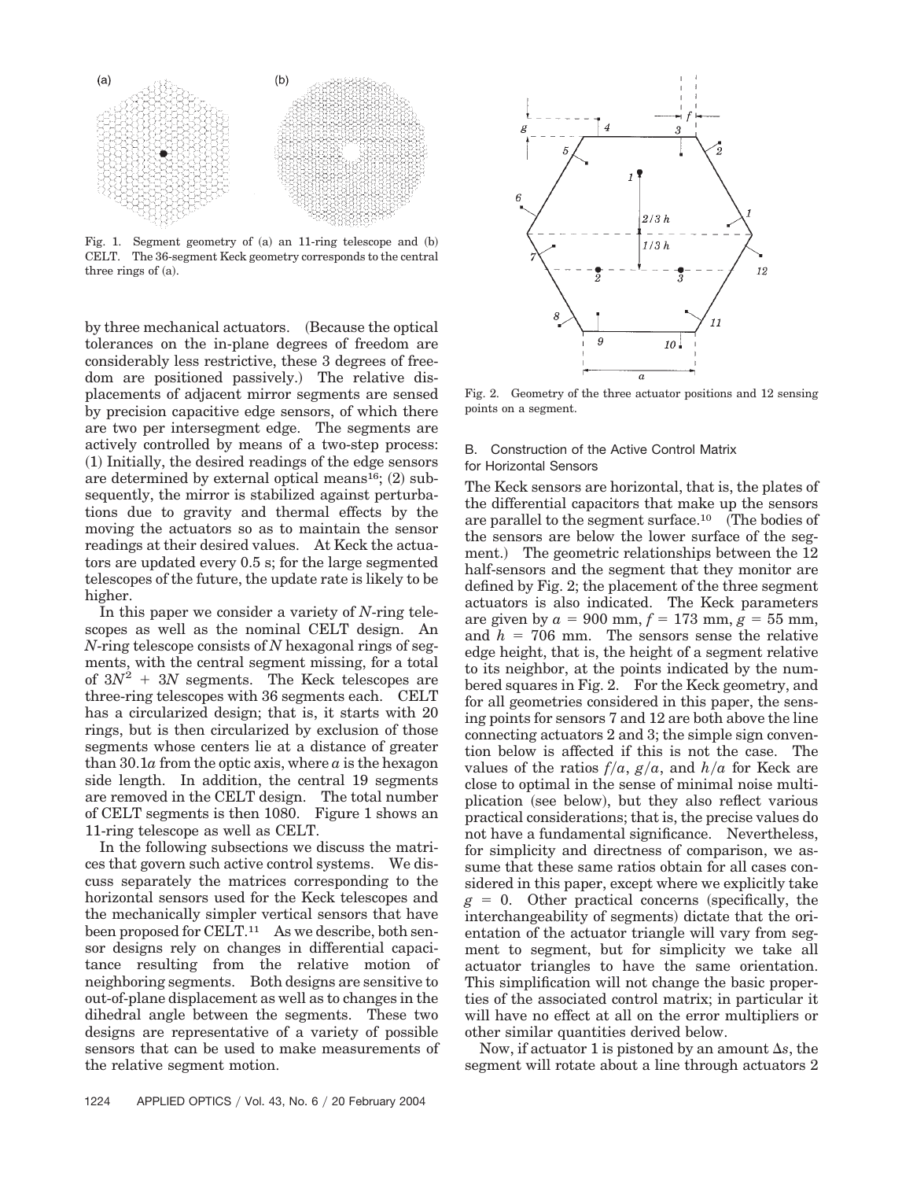Fig. 1. Segment geometry of (a) an 11-ring telescope and (b) CELT. The 36-segment Keck geometry corresponds to the central three rings of (a).

by three mechanical actuators. (Because the optical tolerances on the in-plane degrees of freedom are considerably less restrictive, these 3 degrees of freedom are positioned passively.) The relative displacements of adjacent mirror segments are sensed by precision capacitive edge sensors, of which there are two per intersegment edge. The segments are actively controlled by means of a two-step process: (1) Initially, the desired readings of the edge sensors are determined by external optical means[16]; (2) subsequently, the mirror is stabilized against perturbations due to gravity and thermal effects by the moving the actuators so as to maintain the sensor readings at their desired values. At Keck the actuators are updated every 0.5 s; for the large segmented telescopes of the future, the update rate is likely to be higher.

In this paper we consider a variety of $N$-ring telescopes as well as the nominal CELT design. An $N$-ring telescope consists of $N$ hexagonal rings of segments, with the central segment missing, for a total of $3N^2 + 3N$ segments. The Keck telescopes are three-ring telescopes with 36 segments each. CELT has a circularized design; that is, it starts with 20 rings, but is then circularized by exclusion of those segments whose centers lie at a distance of greater than $30.1a$ from the optic axis, where $a$ is the hexagon side length. In addition, the central 19 segments are removed in the CELT design. The total number of CELT segments is then 1080. Figure 1 shows an 11-ring telescope as well as CELT.

In the following subsections we discuss the matrices that govern such active control systems. We discuss separately the matrices corresponding to the horizontal sensors used for the Keck telescopes and the mechanically simpler vertical sensors that have been proposed for CELT.[11] As we describe, both sensor designs rely on changes in differential capacitance resulting from the relative motion of neighboring segments. Both designs are sensitive to out-of-plane displacement as well as to changes in the dihedral angle between the segments. These two designs are representative of a variety of possible sensors that can be used to make measurements of the relative segment motion.

Fig. 2. Geometry of the three actuator positions and 12 sensing points on a segment.

### B. Construction of the Active Control Matrix for Horizontal Sensors

The Keck sensors are horizontal, that is, the plates of the differential capacitors that make up the sensors are parallel to the segment surface.[10] (The bodies of the sensors are below the lower surface of the segment.) The geometric relationships between the 12 half-sensors and the segment that they monitor are defined by Fig. 2; the placement of the three segment actuators is also indicated. The Keck parameters are given by $a = 900$ mm, $f = 173$ mm, $g = 55$ mm, and $h = 706$ mm. The sensors sense the relative edge height, that is, the height of a segment relative to its neighbor, at the points indicated by the numbered squares in Fig. 2. For the Keck geometry, and for all geometries considered in this paper, the sensing points for sensors 7 and 12 are both above the line connecting actuators 2 and 3; the simple sign convention below is affected if this is not the case. The values of the ratios $f/a$, $g/a$, and $h/a$ for Keck are close to optimal in the sense of minimal noise multiplication (see below), but they also reflect various practical considerations; that is, the precise values do not have a fundamental significance. Nevertheless, for simplicity and directness of comparison, we assume that these same ratios obtain for all cases considered in this paper, except where we explicitly take $g = 0$. Other practical concerns (specifically, the interchangeability of segments) dictate that the orientation of the actuator triangle will vary from segment to segment, but for simplicity we take all actuator triangles to have the same orientation. This simplification will not change the basic properties of the associated control matrix; in particular it will have no effect at all on the error multipliers or other similar quantities derived below.

Now, if actuator 1 is pistoned by an amount $\Delta s$, the segment will rotate about a line through actuators 2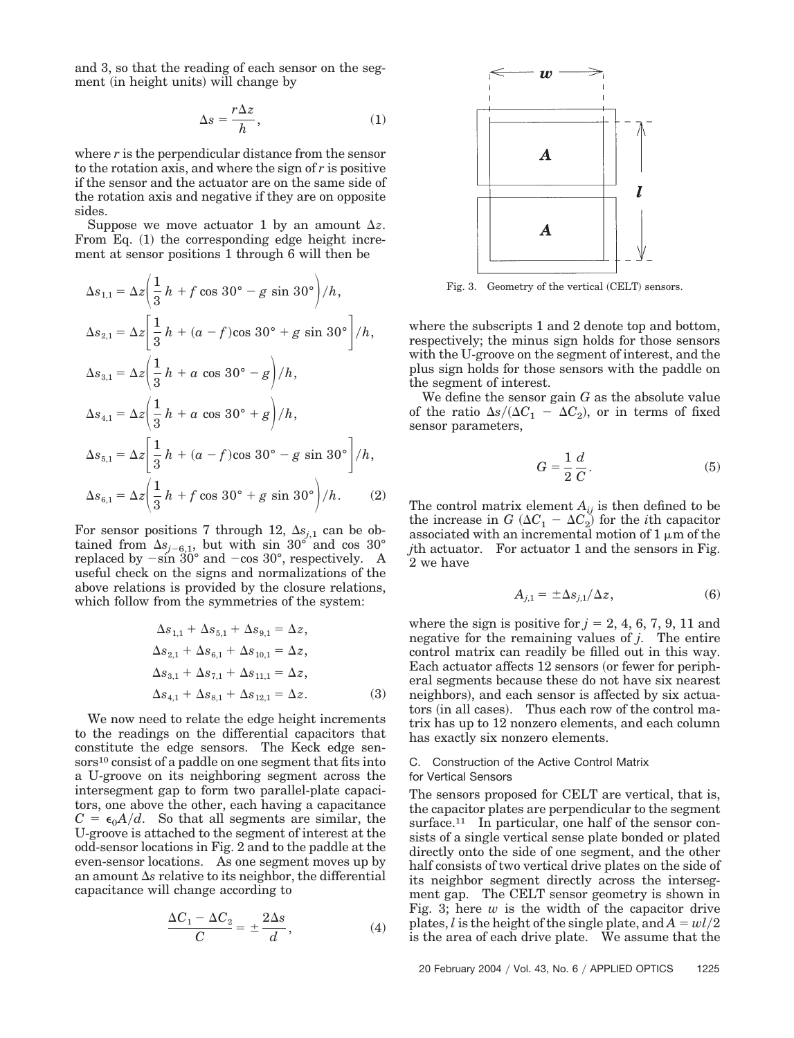and 3, so that the reading of each sensor on the segment (in height units) will change by

$$\Delta s = \frac{r \Delta z}{h}, \tag{1}$$

where $r$ is the perpendicular distance from the sensor to the rotation axis, and where the sign of $r$ is positive if the sensor and the actuator are on the same side of the rotation axis and negative if they are on opposite sides.

Suppose we move actuator 1 by an amount $\Delta z$. From Eq. (1) the corresponding edge height increment at sensor positions 1 through 6 will then be

$$\begin{aligned}
\Delta s_{1,1} &= \Delta z\left(\frac{1}{3}h + f\cos 30° - g\sin 30°\right)\Big/h,\\
\Delta s_{2,1} &= \Delta z\left[\frac{1}{3}h + (a-f)\cos 30° + g\sin 30°\right]\Big/h,\\
\Delta s_{3,1} &= \Delta z\left(\frac{1}{3}h + a\cos 30° - g\right)\Big/h,\\
\Delta s_{4,1} &= \Delta z\left(\frac{1}{3}h + a\cos 30° + g\right)\Big/h,\\
\Delta s_{5,1} &= \Delta z\left[\frac{1}{3}h + (a-f)\cos 30° - g\sin 30°\right]\Big/h,\\
\Delta s_{6,1} &= \Delta z\left(\frac{1}{3}h + f\cos 30° + g\sin 30°\right)\Big/h.
\end{aligned} \tag{2}$$

For sensor positions 7 through 12, $\Delta s_{j,1}$ can be obtained from $\Delta s_{j-6,1}$, but with $\sin 30°$ and $\cos 30°$ replaced by $-\sin 30°$ and $-\cos 30°$, respectively. A useful check on the signs and normalizations of the above relations is provided by the closure relations, which follow from the symmetries of the system:

$$\begin{aligned}
\Delta s_{1,1} + \Delta s_{5,1} + \Delta s_{9,1} &= \Delta z,\\
\Delta s_{2,1} + \Delta s_{6,1} + \Delta s_{10,1} &= \Delta z,\\
\Delta s_{3,1} + \Delta s_{7,1} + \Delta s_{11,1} &= \Delta z,\\
\Delta s_{4,1} + \Delta s_{8,1} + \Delta s_{12,1} &= \Delta z.
\end{aligned} \tag{3}$$

We now need to relate the edge height increments to the readings on the differential capacitors that constitute the edge sensors. The Keck edge sensors[10] consist of a paddle on one segment that fits into a U-groove on its neighboring segment across the intersegment gap to form two parallel-plate capacitors, one above the other, each having a capacitance $C = \epsilon_0 A/d$. So that all segments are similar, the U-groove is attached to the segment of interest at the odd-sensor locations in Fig. 2 and to the paddle at the even-sensor locations. As one segment moves up by an amount $\Delta s$ relative to its neighbor, the differential capacitance will change according to

$$\frac{\Delta C_1 - \Delta C_2}{C} = \pm \frac{2\Delta s}{d}, \tag{4}$$

Fig. 3. Geometry of the vertical (CELT) sensors.

where the subscripts 1 and 2 denote top and bottom, respectively; the minus sign holds for those sensors with the U-groove on the segment of interest, and the plus sign holds for those sensors with the paddle on the segment of interest.

We define the sensor gain $G$ as the absolute value of the ratio $\Delta s/(\Delta C_1 - \Delta C_2)$, or in terms of fixed sensor parameters,

$$G = \frac{1}{2}\frac{d}{C}. \tag{5}$$

The control matrix element $A_{ij}$ is then defined to be the increase in $G$ $(\Delta C_1 - \Delta C_2)$ for the $i$th capacitor associated with an incremental motion of 1 μm of the $j$th actuator. For actuator 1 and the sensors in Fig. 2 we have

$$A_{j,1} = \pm \Delta s_{j,1}/\Delta z, \tag{6}$$

where the sign is positive for $j = 2, 4, 6, 7, 9, 11$ and negative for the remaining values of $j$. The entire control matrix can readily be filled out in this way. Each actuator affects 12 sensors (or fewer for peripheral segments because these do not have six nearest neighbors), and each sensor is affected by six actuators (in all cases). Thus each row of the control matrix has up to 12 nonzero elements, and each column has exactly six nonzero elements.

### C. Construction of the Active Control Matrix for Vertical Sensors

The sensors proposed for CELT are vertical, that is, the capacitor plates are perpendicular to the segment surface.[11] In particular, one half of the sensor consists of a single vertical sense plate bonded or plated directly onto the side of one segment, and the other half consists of two vertical drive plates on the side of its neighbor segment directly across the intersegment gap. The CELT sensor geometry is shown in Fig. 3; here $w$ is the width of the capacitor drive plates, $l$ is the height of the single plate, and $A = wl/2$ is the area of each drive plate. We assume that the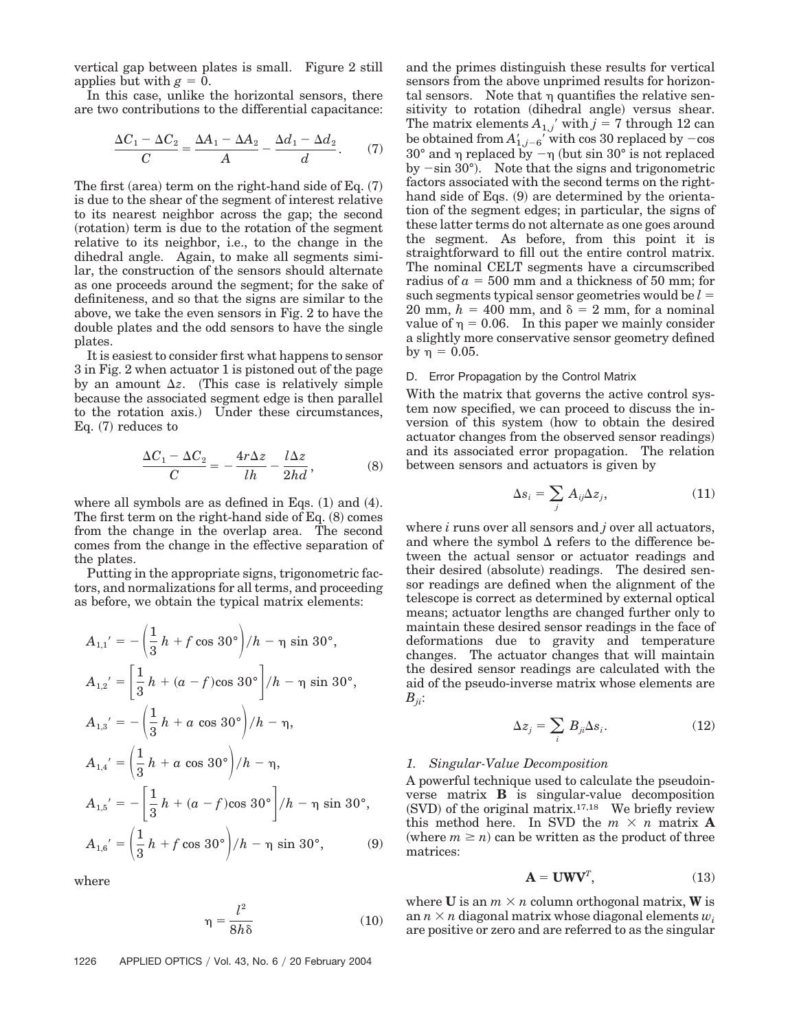vertical gap between plates is small. Figure 2 still applies but with $g = 0$.

In this case, unlike the horizontal sensors, there are two contributions to the differential capacitance:

$$\frac{\Delta C_1 - \Delta C_2}{C} = \frac{\Delta A_1 - \Delta A_2}{A} - \frac{\Delta d_1 - \Delta d_2}{d}. \tag{7}$$

The first (area) term on the right-hand side of Eq. (7) is due to the shear of the segment of interest relative to its nearest neighbor across the gap; the second (rotation) term is due to the rotation of the segment relative to its neighbor, i.e., to the change in the dihedral angle. Again, to make all segments similar, the construction of the sensors should alternate as one proceeds around the segment; for the sake of definiteness, and so that the signs are similar to the above, we take the even sensors in Fig. 2 to have the double plates and the odd sensors to have the single plates.

It is easiest to consider first what happens to sensor 3 in Fig. 2 when actuator 1 is pistoned out of the page by an amount $\Delta z$. (This case is relatively simple because the associated segment edge is then parallel to the rotation axis.) Under these circumstances, Eq. (7) reduces to

$$\frac{\Delta C_1 - \Delta C_2}{C} = -\frac{4r\Delta z}{lh} - \frac{l\Delta z}{2hd}, \tag{8}$$

where all symbols are as defined in Eqs. (1) and (4). The first term on the right-hand side of Eq. (8) comes from the change in the overlap area. The second comes from the change in the effective separation of the plates.

Putting in the appropriate signs, trigonometric factors, and normalizations for all terms, and proceeding as before, we obtain the typical matrix elements:

$$\begin{aligned}
A_{1,1}' &= -\left(\frac{1}{3}\,h + f\cos 30°\right)\Big/h - \eta\sin 30°,\\
A_{1,2}' &= \left[\frac{1}{3}\,h + (a-f)\cos 30°\right]\Big/h - \eta\sin 30°,\\
A_{1,3}' &= -\left(\frac{1}{3}\,h + a\cos 30°\right)\Big/h - \eta,\\
A_{1,4}' &= \left(\frac{1}{3}\,h + a\cos 30°\right)\Big/h - \eta,\\
A_{1,5}' &= -\left[\frac{1}{3}\,h + (a-f)\cos 30°\right]\Big/h - \eta\sin 30°,\\
A_{1,6}' &= \left(\frac{1}{3}\,h + f\cos 30°\right)\Big/h - \eta\sin 30°,
\end{aligned} \tag{9}$$

where

$$\eta = \frac{l^2}{8h\delta} \tag{10}$$

and the primes distinguish these results for vertical sensors from the above unprimed results for horizontal sensors. Note that $\eta$ quantifies the relative sensitivity to rotation (dihedral angle) versus shear. The matrix elements $A_{1,j}'$ with $j = 7$ through 12 can be obtained from $A_{1,j-6}'$ with cos 30 replaced by $-\cos 30°$ and $\eta$ replaced by $-\eta$ (but $\sin 30°$ is not replaced by $-\sin 30°$). Note that the signs and trigonometric factors associated with the second terms on the right-hand side of Eqs. (9) are determined by the orientation of the segment edges; in particular, the signs of these latter terms do not alternate as one goes around the segment. As before, from this point it is straightforward to fill out the entire control matrix. The nominal CELT segments have a circumscribed radius of $a = 500$ mm and a thickness of 50 mm; for such segments typical sensor geometries would be $l = 20$ mm, $h = 400$ mm, and $\delta = 2$ mm, for a nominal value of $\eta = 0.06$. In this paper we mainly consider a slightly more conservative sensor geometry defined by $\eta = 0.05$.

### D. Error Propagation by the Control Matrix

With the matrix that governs the active control system now specified, we can proceed to discuss the inversion of this system (how to obtain the desired actuator changes from the observed sensor readings) and its associated error propagation. The relation between sensors and actuators is given by

$$\Delta s_i = \sum_j A_{ij}\Delta z_j, \tag{11}$$

where $i$ runs over all sensors and $j$ over all actuators, and where the symbol $\Delta$ refers to the difference between the actual sensor or actuator readings and their desired (absolute) readings. The desired sensor readings are defined when the alignment of the telescope is correct as determined by external optical means; actuator lengths are changed further only to maintain these desired sensor readings in the face of deformations due to gravity and temperature changes. The actuator changes that will maintain the desired sensor readings are calculated with the aid of the pseudo-inverse matrix whose elements are $B_{ji}$:

$$\Delta z_j = \sum_i B_{ji}\Delta s_i. \tag{12}$$

#### 1. *Singular-Value Decomposition*

A powerful technique used to calculate the pseudoinverse matrix $\mathbf{B}$ is singular-value decomposition (SVD) of the original matrix.[17,18] We briefly review this method here. In SVD the $m \times n$ matrix $\mathbf{A}$ (where $m \geq n$) can be written as the product of three matrices:

$$\mathbf{A} = \mathbf{U}\mathbf{W}\mathbf{V}^T, \tag{13}$$

where $\mathbf{U}$ is an $m \times n$ column orthogonal matrix, $\mathbf{W}$ is an $n \times n$ diagonal matrix whose diagonal elements $w_i$ are positive or zero and are referred to as the singular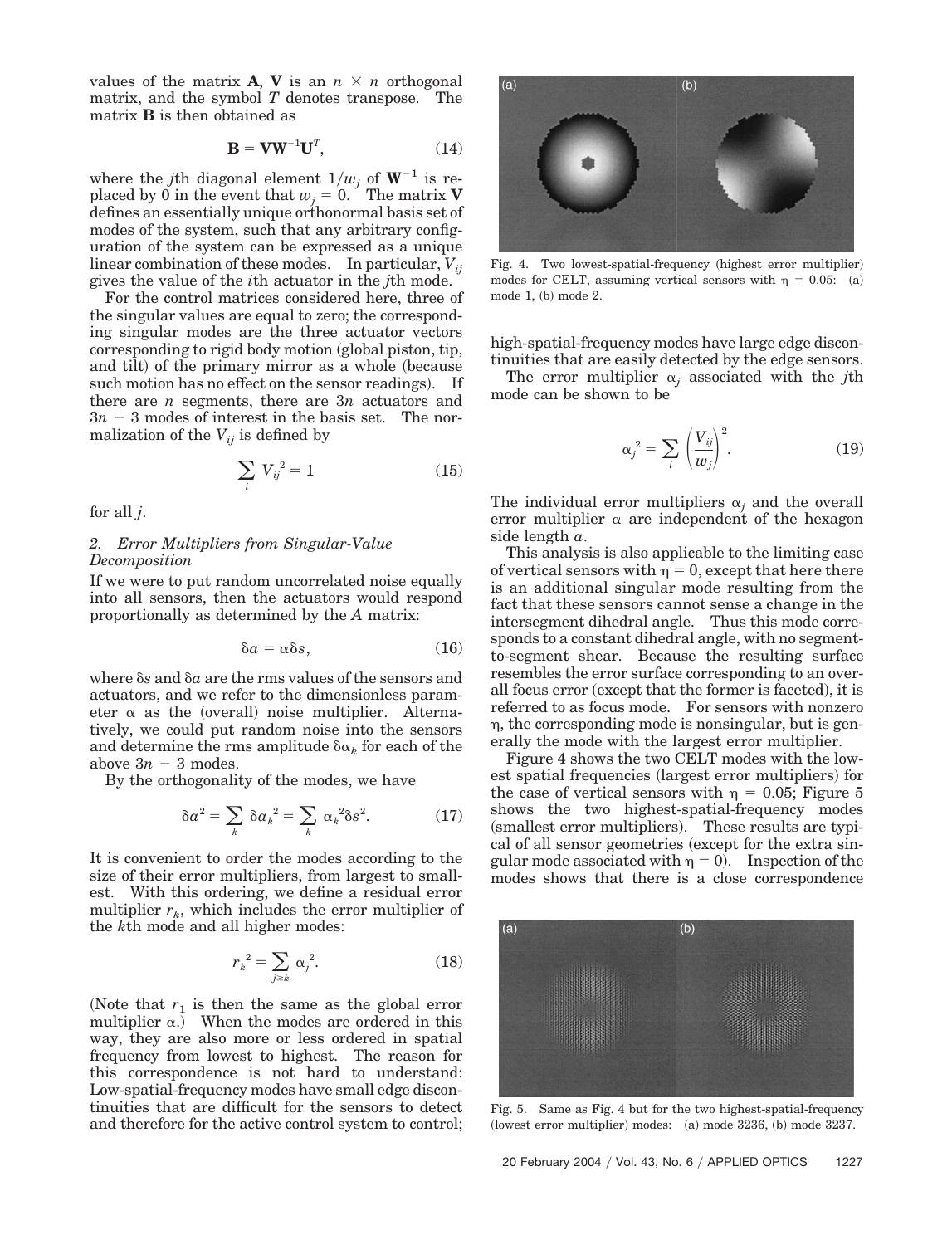values of the matrix $\mathbf{A}$, $\mathbf{V}$ is an $n \times n$ orthogonal matrix, and the symbol $T$ denotes transpose. The matrix $\mathbf{B}$ is then obtained as

$$\mathbf{B} = \mathbf{V}\mathbf{W}^{-1}\mathbf{U}^{T}, \tag{14}$$

where the $j$th diagonal element $1/w_j$ of $\mathbf{W}^{-1}$ is replaced by 0 in the event that $w_j = 0$. The matrix $\mathbf{V}$ defines an essentially unique orthonormal basis set of modes of the system, such that any arbitrary configuration of the system can be expressed as a unique linear combination of these modes. In particular, $V_{ij}$ gives the value of the $i$th actuator in the $j$th mode.

For the control matrices considered here, three of the singular values are equal to zero; the corresponding singular modes are the three actuator vectors corresponding to rigid body motion (global piston, tip, and tilt) of the primary mirror as a whole (because such motion has no effect on the sensor readings). If there are $n$ segments, there are $3n$ actuators and $3n - 3$ modes of interest in the basis set. The normalization of the $V_{ij}$ is defined by

$$\sum_i V_{ij}^2 = 1 \tag{15}$$

for all $j$.

### 2. Error Multipliers from Singular-Value Decomposition

If we were to put random uncorrelated noise equally into all sensors, then the actuators would respond proportionally as determined by the $A$ matrix:

$$\delta a = \alpha \delta s, \tag{16}$$

where $\delta s$ and $\delta a$ are the rms values of the sensors and actuators, and we refer to the dimensionless parameter $\alpha$ as the (overall) noise multiplier. Alternatively, we could put random noise into the sensors and determine the rms amplitude $\delta \alpha_k$ for each of the above $3n - 3$ modes.

By the orthogonality of the modes, we have

$$\delta a^2 = \sum_k \delta a_k{}^2 = \sum_k \alpha_k{}^2 \delta s^2. \tag{17}$$

It is convenient to order the modes according to the size of their error multipliers, from largest to smallest. With this ordering, we define a residual error multiplier $r_k$, which includes the error multiplier of the $k$th mode and all higher modes:

$$r_k{}^2 = \sum_{j \geq k} \alpha_j{}^2. \tag{18}$$

(Note that $r_1$ is then the same as the global error multiplier $\alpha$.) When the modes are ordered in this way, they are also more or less ordered in spatial frequency from lowest to highest. The reason for this correspondence is not hard to understand: Low-spatial-frequency modes have small edge discontinuities that are difficult for the sensors to detect and therefore for the active control system to control; high-spatial-frequency modes have large edge discontinuities that are easily detected by the edge sensors.

Fig. 4. Two lowest-spatial-frequency (highest error multiplier) modes for CELT, assuming vertical sensors with $\eta = 0.05$: (a) mode 1, (b) mode 2.

The error multiplier $\alpha_j$ associated with the $j$th mode can be shown to be

$$\alpha_j{}^2 = \sum_i \left(\frac{V_{ij}}{w_j}\right)^2. \tag{19}$$

The individual error multipliers $\alpha_j$ and the overall error multiplier $\alpha$ are independent of the hexagon side length $a$.

This analysis is also applicable to the limiting case of vertical sensors with $\eta = 0$, except that here there is an additional singular mode resulting from the fact that these sensors cannot sense a change in the intersegment dihedral angle. Thus this mode corresponds to a constant dihedral angle, with no segment-to-segment shear. Because the resulting surface resembles the error surface corresponding to an overall focus error (except that the former is faceted), it is referred to as focus mode. For sensors with nonzero $\eta$, the corresponding mode is nonsingular, but is generally the mode with the largest error multiplier.

Figure 4 shows the two CELT modes with the lowest spatial frequencies (largest error multipliers) for the case of vertical sensors with $\eta = 0.05$; Figure 5 shows the two highest-spatial-frequency modes (smallest error multipliers). These results are typical of all sensor geometries (except for the extra singular mode associated with $\eta = 0$). Inspection of the modes shows that there is a close correspondence

Fig. 5. Same as Fig. 4 but for the two highest-spatial-frequency (lowest error multiplier) modes: (a) mode 3236, (b) mode 3237.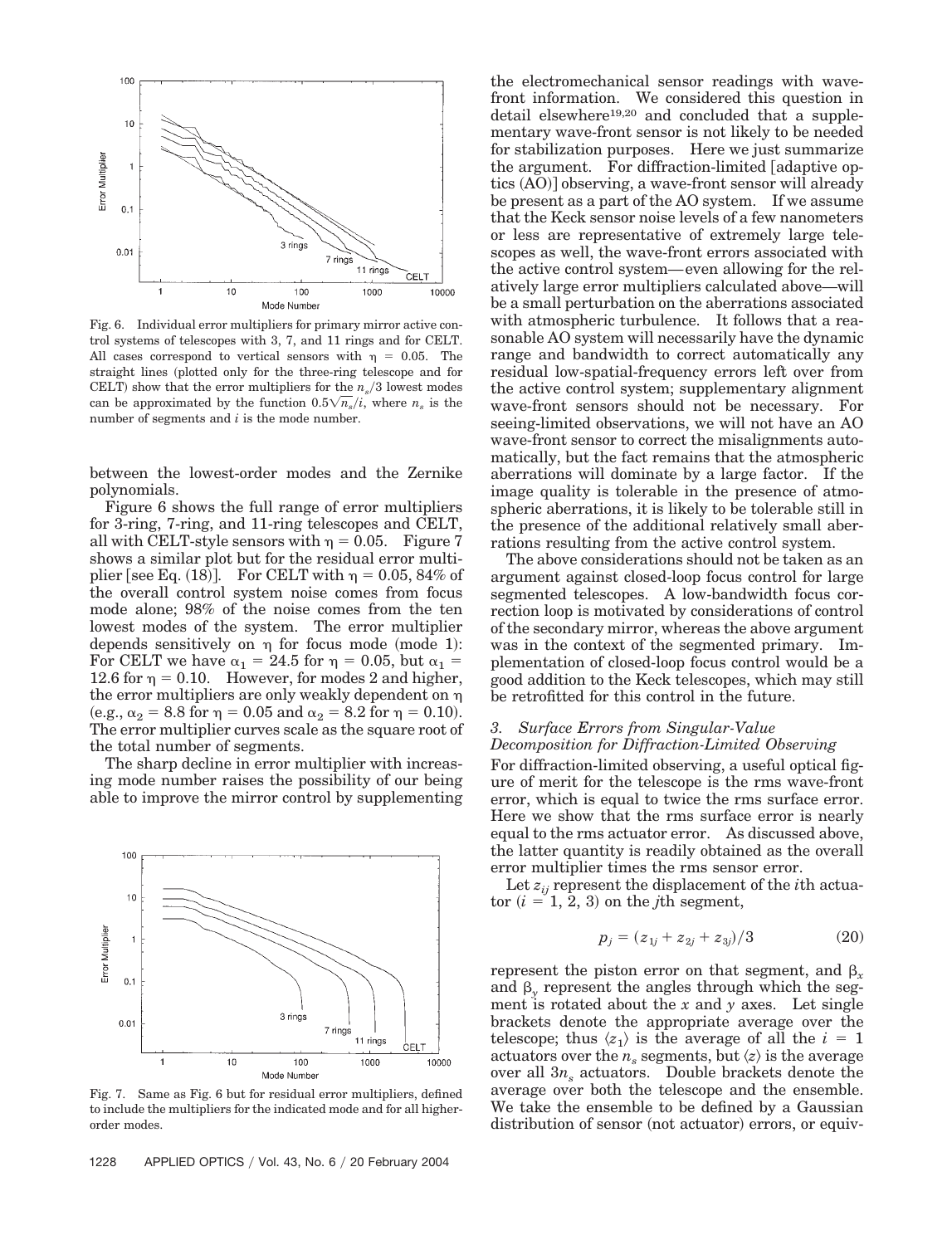Fig. 6. Individual error multipliers for primary mirror active control systems of telescopes with 3, 7, and 11 rings and for CELT. All cases correspond to vertical sensors with $\eta = 0.05$. The straight lines (plotted only for the three-ring telescope and for CELT) show that the error multipliers for the $n_s/3$ lowest modes can be approximated by the function $0.5\sqrt{n_s}/i$, where $n_s$ is the number of segments and $i$ is the mode number.

between the lowest-order modes and the Zernike polynomials.

Figure 6 shows the full range of error multipliers for 3-ring, 7-ring, and 11-ring telescopes and CELT, all with CELT-style sensors with $\eta = 0.05$. Figure 7 shows a similar plot but for the residual error multiplier [see Eq. (18)]. For CELT with $\eta = 0.05$, 84% of the overall control system noise comes from focus mode alone; 98% of the noise comes from the ten lowest modes of the system. The error multiplier depends sensitively on $\eta$ for focus mode (mode 1): For CELT we have $\alpha_1 = 24.5$ for $\eta = 0.05$, but $\alpha_1 = 12.6$ for $\eta = 0.10$. However, for modes 2 and higher, the error multipliers are only weakly dependent on $\eta$ (e.g., $\alpha_2 = 8.8$ for $\eta = 0.05$ and $\alpha_2 = 8.2$ for $\eta = 0.10$). The error multiplier curves scale as the square root of the total number of segments.

The sharp decline in error multiplier with increasing mode number raises the possibility of our being able to improve the mirror control by supplementing

Fig. 7. Same as Fig. 6 but for residual error multipliers, defined to include the multipliers for the indicated mode and for all higher-order modes.

the electromechanical sensor readings with wave-front information. We considered this question in detail elsewhere[19,20] and concluded that a supplementary wave-front sensor is not likely to be needed for stabilization purposes. Here we just summarize the argument. For diffraction-limited [adaptive optics (AO)] observing, a wave-front sensor will already be present as a part of the AO system. If we assume that the Keck sensor noise levels of a few nanometers or less are representative of extremely large telescopes as well, the wave-front errors associated with the active control system—even allowing for the relatively large error multipliers calculated above—will be a small perturbation on the aberrations associated with atmospheric turbulence. It follows that a reasonable AO system will necessarily have the dynamic range and bandwidth to correct automatically any residual low-spatial-frequency errors left over from the active control system; supplementary alignment wave-front sensors should not be necessary. For seeing-limited observations, we will not have an AO wave-front sensor to correct the misalignments automatically, but the fact remains that the atmospheric aberrations will dominate by a large factor. If the image quality is tolerable in the presence of atmospheric aberrations, it is likely to be tolerable still in the presence of the additional relatively small aberrations resulting from the active control system.

The above considerations should not be taken as an argument against closed-loop focus control for large segmented telescopes. A low-bandwidth focus correction loop is motivated by considerations of control of the secondary mirror, whereas the above argument was in the context of the segmented primary. Implementation of closed-loop focus control would be a good addition to the Keck telescopes, which may still be retrofitted for this control in the future.

### 3. *Surface Errors from Singular-Value Decomposition for Diffraction-Limited Observing*

For diffraction-limited observing, a useful optical figure of merit for the telescope is the rms wave-front error, which is equal to twice the rms surface error. Here we show that the rms surface error is nearly equal to the rms actuator error. As discussed above, the latter quantity is readily obtained as the overall error multiplier times the rms sensor error.

Let $z_{ij}$ represent the displacement of the $i$th actuator ($i = 1, 2, 3$) on the $j$th segment,

$$p_j = (z_{1j} + z_{2j} + z_{3j})/3 \tag{20}$$

represent the piston error on that segment, and $\beta_x$ and $\beta_y$ represent the angles through which the segment is rotated about the $x$ and $y$ axes. Let single brackets denote the appropriate average over the telescope; thus $\langle z_1 \rangle$ is the average of all the $i = 1$ actuators over the $n_s$ segments, but $\langle z \rangle$ is the average over all $3n_s$ actuators. Double brackets denote the average over both the telescope and the ensemble. We take the ensemble to be defined by a Gaussian distribution of sensor (not actuator) errors, or equiv-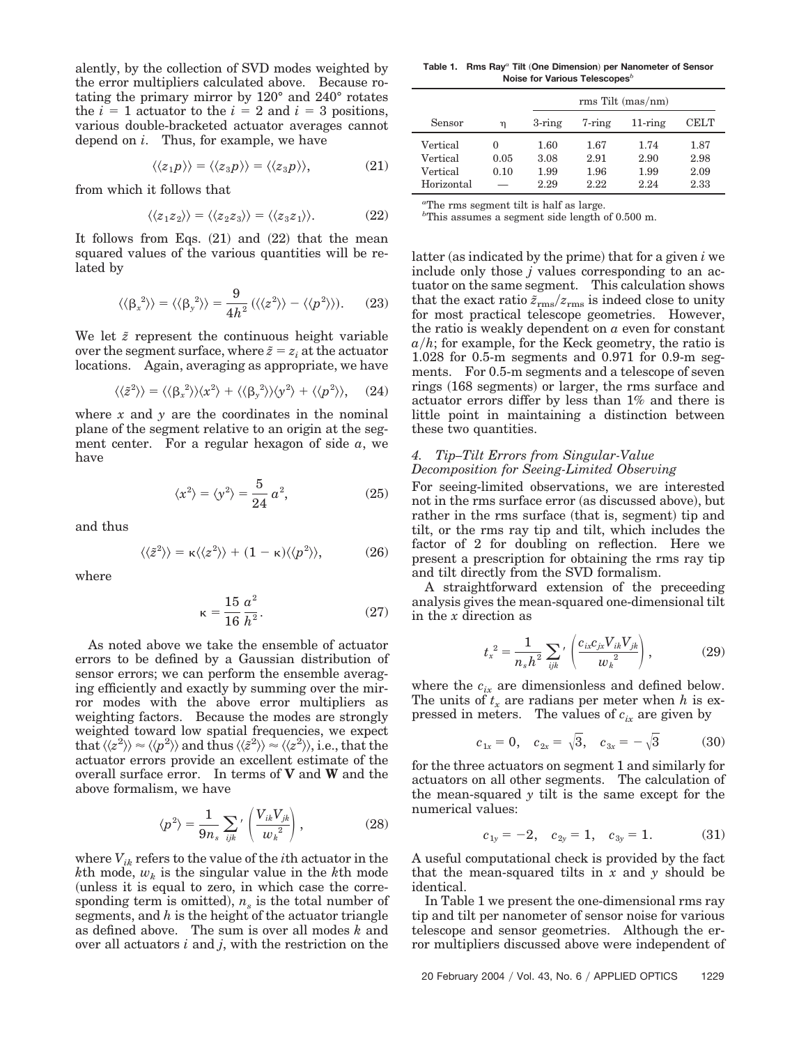alently, by the collection of SVD modes weighted by the error multipliers calculated above. Because rotating the primary mirror by 120° and 240° rotates the $i = 1$ actuator to the $i = 2$ and $i = 3$ positions, various double-bracketed actuator averages cannot depend on $i$. Thus, for example, we have

$$\langle\langle z_1 p\rangle\rangle = \langle\langle z_3 p\rangle\rangle = \langle\langle z_3 p\rangle\rangle, \tag{21}$$

from which it follows that

$$\langle\langle z_1 z_2\rangle\rangle = \langle\langle z_2 z_3\rangle\rangle = \langle\langle z_3 z_1\rangle\rangle. \tag{22}$$

It follows from Eqs. (21) and (22) that the mean squared values of the various quantities will be related by

$$\langle\langle {\beta_x}^2\rangle\rangle = \langle\langle {\beta_y}^2\rangle\rangle = \frac{9}{4h^2}\left(\langle\langle z^2\rangle\rangle - \langle\langle p^2\rangle\rangle\right). \tag{23}$$

We let $\tilde{z}$ represent the continuous height variable over the segment surface, where $\tilde{z} = z_i$ at the actuator locations. Again, averaging as appropriate, we have

$$\langle\langle \tilde{z}^2\rangle\rangle = \langle\langle {\beta_x}^2\rangle\rangle\langle x^2\rangle + \langle\langle {\beta_y}^2\rangle\rangle\langle y^2\rangle + \langle\langle p^2\rangle\rangle, \tag{24}$$

where $x$ and $y$ are the coordinates in the nominal plane of the segment relative to an origin at the segment center. For a regular hexagon of side $a$, we have

$$\langle x^2\rangle = \langle y^2\rangle = \frac{5}{24}a^2, \tag{25}$$

and thus

$$\langle\langle \tilde{z}^2\rangle\rangle = \kappa\langle\langle z^2\rangle\rangle + (1-\kappa)\langle\langle p^2\rangle\rangle, \tag{26}$$

where

$$\kappa = \frac{15}{16}\frac{a^2}{h^2}. \tag{27}$$

As noted above we take the ensemble of actuator errors to be defined by a Gaussian distribution of sensor errors; we can perform the ensemble averaging efficiently and exactly by summing over the mirror modes with the above error multipliers as weighting factors. Because the modes are strongly weighted toward low spatial frequencies, we expect that $\langle\langle z^2\rangle\rangle \approx \langle\langle p^2\rangle\rangle$ and thus $\langle\langle \tilde{z}^2\rangle\rangle \approx \langle\langle z^2\rangle\rangle$, i.e., that the actuator errors provide an excellent estimate of the overall surface error. In terms of **V** and **W** and the above formalism, we have

$$\langle p^2\rangle = \frac{1}{9n_s}\sum_{ijk}{}'\left(\frac{V_{ik}V_{jk}}{{w_k}^2}\right), \tag{28}$$

where $V_{ik}$ refers to the value of the $i$th actuator in the $k$th mode, $w_k$ is the singular value in the $k$th mode (unless it is equal to zero, in which case the corresponding term is omitted), $n_s$ is the total number of segments, and $h$ is the height of the actuator triangle as defined above. The sum is over all modes $k$ and over all actuators $i$ and $j$, with the restriction on the latter (as indicated by the prime) that for a given $i$ we include only those $j$ values corresponding to an actuator on the same segment. This calculation shows that the exact ratio $\tilde{z}_{\text{rms}}/z_{\text{rms}}$ is indeed close to unity for most practical telescope geometries. However, the ratio is weakly dependent on $a$ even for constant $a/h$; for example, for the Keck geometry, the ratio is 1.028 for 0.5-m segments and 0.971 for 0.9-m segments. For 0.5-m segments and a telescope of seven rings (168 segments) or larger, the rms surface and actuator errors differ by less than 1% and there is little point in maintaining a distinction between these two quantities.

#### 4. Tip–Tilt Errors from Singular-Value Decomposition for Seeing-Limited Observing

For seeing-limited observations, we are interested not in the rms surface error (as discussed above), but rather in the rms surface (that is, segment) tip and tilt, or the rms ray tip and tilt, which includes the factor of 2 for doubling on reflection. Here we present a prescription for obtaining the rms ray tip and tilt directly from the SVD formalism.

A straightforward extension of the preceeding analysis gives the mean-squared one-dimensional tilt in the $x$ direction as

$$t_x^{\,2} = \frac{1}{n_s h^2}\sum_{ijk}{}'\left(\frac{c_{ix}c_{jx}V_{ik}V_{jk}}{{w_k}^2}\right), \tag{29}$$

where the $c_{ix}$ are dimensionless and defined below. The units of $t_x$ are radians per meter when $h$ is expressed in meters. The values of $c_{ix}$ are given by

$$c_{1x} = 0, \quad c_{2x} = \sqrt{3}, \quad c_{3x} = -\sqrt{3} \tag{30}$$

for the three actuators on segment 1 and similarly for actuators on all other segments. The calculation of the mean-squared $y$ tilt is the same except for the numerical values:

$$c_{1y} = -2, \quad c_{2y} = 1, \quad c_{3y} = 1. \tag{31}$$

A useful computational check is provided by the fact that the mean-squared tilts in $x$ and $y$ should be identical.

In Table 1 we present the one-dimensional rms ray tip and tilt per nanometer of sensor noise for various telescope and sensor geometries. Although the error multipliers discussed above were independent of

**Table 1. Rms Ray[a] Tilt (One Dimension) per Nanometer of Sensor Noise for Various Telescopes[b]**

| Sensor | $\eta$ | rms Tilt (mas/nm) | | | |
|---|---|---|---|---|---|
| | | 3-ring | 7-ring | 11-ring | CELT |
| Vertical | 0 | 1.60 | 1.67 | 1.74 | 1.87 |
| Vertical | 0.05 | 3.08 | 2.91 | 2.90 | 2.98 |
| Vertical | 0.10 | 1.99 | 1.96 | 1.99 | 2.09 |
| Horizontal | — | 2.29 | 2.22 | 2.24 | 2.33 |

[a]The rms segment tilt is half as large.

[b]This assumes a segment side length of 0.500 m.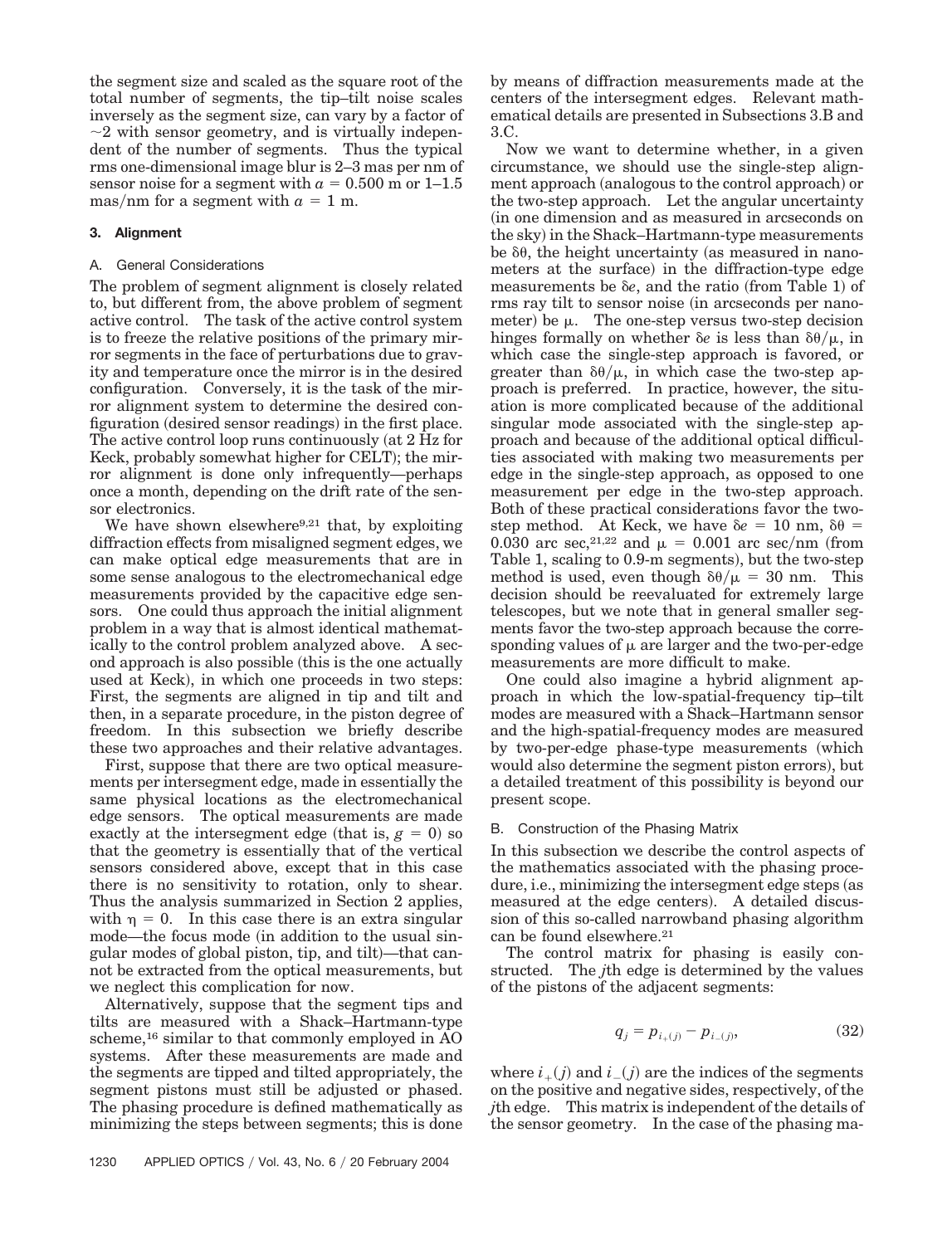the segment size and scaled as the square root of the total number of segments, the tip–tilt noise scales inversely as the segment size, can vary by a factor of $\sim$2 with sensor geometry, and is virtually independent of the number of segments. Thus the typical rms one-dimensional image blur is 2–3 mas per nm of sensor noise for a segment with $a = 0.500$ m or 1–1.5 mas/nm for a segment with $a = 1$ m.

## 3. Alignment

### A. General Considerations

The problem of segment alignment is closely related to, but different from, the above problem of segment active control. The task of the active control system is to freeze the relative positions of the primary mirror segments in the face of perturbations due to gravity and temperature once the mirror is in the desired configuration. Conversely, it is the task of the mirror alignment system to determine the desired configuration (desired sensor readings) in the first place. The active control loop runs continuously (at 2 Hz for Keck, probably somewhat higher for CELT); the mirror alignment is done only infrequently—perhaps once a month, depending on the drift rate of the sensor electronics.

We have shown elsewhere[9,21] that, by exploiting diffraction effects from misaligned segment edges, we can make optical edge measurements that are in some sense analogous to the electromechanical edge measurements provided by the capacitive edge sensors. One could thus approach the initial alignment problem in a way that is almost identical mathematically to the control problem analyzed above. A second approach is also possible (this is the one actually used at Keck), in which one proceeds in two steps: First, the segments are aligned in tip and tilt and then, in a separate procedure, in the piston degree of freedom. In this subsection we briefly describe these two approaches and their relative advantages.

First, suppose that there are two optical measurements per intersegment edge, made in essentially the same physical locations as the electromechanical edge sensors. The optical measurements are made exactly at the intersegment edge (that is, $g = 0$) so that the geometry is essentially that of the vertical sensors considered above, except that in this case there is no sensitivity to rotation, only to shear. Thus the analysis summarized in Section 2 applies, with $\eta = 0$. In this case there is an extra singular mode—the focus mode (in addition to the usual singular modes of global piston, tip, and tilt)—that cannot be extracted from the optical measurements, but we neglect this complication for now.

Alternatively, suppose that the segment tips and tilts are measured with a Shack–Hartmann-type scheme,[16] similar to that commonly employed in AO systems. After these measurements are made and the segments are tipped and tilted appropriately, the segment pistons must still be adjusted or phased. The phasing procedure is defined mathematically as minimizing the steps between segments; this is done by means of diffraction measurements made at the centers of the intersegment edges. Relevant mathematical details are presented in Subsections 3.B and 3.C.

Now we want to determine whether, in a given circumstance, we should use the single-step alignment approach (analogous to the control approach) or the two-step approach. Let the angular uncertainty (in one dimension and as measured in arcseconds on the sky) in the Shack–Hartmann-type measurements be $\delta\theta$, the height uncertainty (as measured in nanometers at the surface) in the diffraction-type edge measurements be $\delta e$, and the ratio (from Table 1) of rms ray tilt to sensor noise (in arcseconds per nanometer) be $\mu$. The one-step versus two-step decision hinges formally on whether $\delta e$ is less than $\delta\theta/\mu$, in which case the single-step approach is favored, or greater than $\delta\theta/\mu$, in which case the two-step approach is preferred. In practice, however, the situation is more complicated because of the additional singular mode associated with the single-step approach and because of the additional optical difficulties associated with making two measurements per edge in the single-step approach, as opposed to one measurement per edge in the two-step approach. Both of these practical considerations favor the two-step method. At Keck, we have $\delta e = 10$ nm, $\delta\theta = 0.030$ arc sec,[21,22] and $\mu = 0.001$ arc sec/nm (from Table 1, scaling to 0.9-m segments), but the two-step method is used, even though $\delta\theta/\mu = 30$ nm. This decision should be reevaluated for extremely large telescopes, but we note that in general smaller segments favor the two-step approach because the corresponding values of $\mu$ are larger and the two-per-edge measurements are more difficult to make.

One could also imagine a hybrid alignment approach in which the low-spatial-frequency tip–tilt modes are measured with a Shack–Hartmann sensor and the high-spatial-frequency modes are measured by two-per-edge phase-type measurements (which would also determine the segment piston errors), but a detailed treatment of this possibility is beyond our present scope.

### B. Construction of the Phasing Matrix

In this subsection we describe the control aspects of the mathematics associated with the phasing procedure, i.e., minimizing the intersegment edge steps (as measured at the edge centers). A detailed discussion of this so-called narrowband phasing algorithm can be found elsewhere.[21]

The control matrix for phasing is easily constructed. The $j$th edge is determined by the values of the pistons of the adjacent segments:

$$q_j = p_{i_+(j)} - p_{i_-(j)}, \tag{32}$$

where $i_+(j)$ and $i_-(j)$ are the indices of the segments on the positive and negative sides, respectively, of the $j$th edge. This matrix is independent of the details of the sensor geometry. In the case of the phasing ma-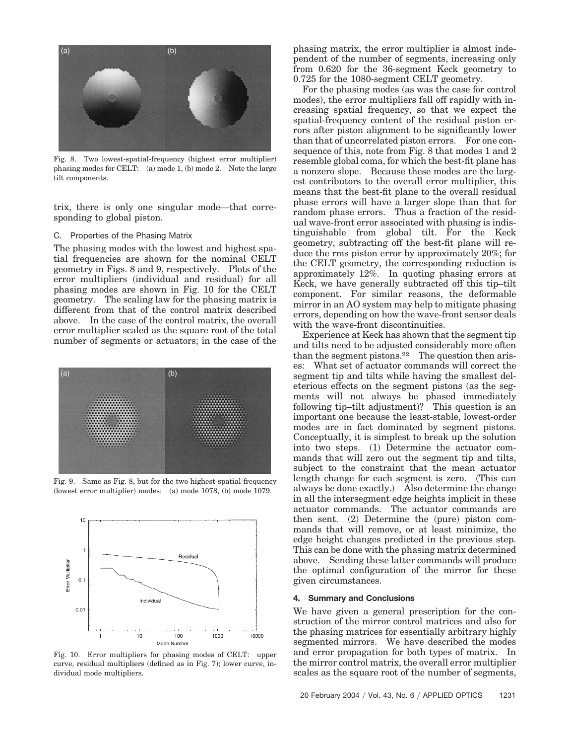Fig. 8. Two lowest-spatial-frequency (highest error multiplier) phasing modes for CELT: (a) mode 1, (b) mode 2. Note the large tilt components.

trix, there is only one singular mode—that corresponding to global piston.

### C. Properties of the Phasing Matrix

The phasing modes with the lowest and highest spatial frequencies are shown for the nominal CELT geometry in Figs. 8 and 9, respectively. Plots of the error multipliers (individual and residual) for all phasing modes are shown in Fig. 10 for the CELT geometry. The scaling law for the phasing matrix is different from that of the control matrix described above. In the case of the control matrix, the overall error multiplier scaled as the square root of the total number of segments or actuators; in the case of the phasing matrix, the error multiplier is almost independent of the number of segments, increasing only from 0.620 for the 36-segment Keck geometry to 0.725 for the 1080-segment CELT geometry.

Fig. 9. Same as Fig. 8, but for the two highest-spatial-frequency (lowest error multiplier) modes: (a) mode 1078, (b) mode 1079.

Fig. 10. Error multipliers for phasing modes of CELT: upper curve, residual multipliers (defined as in Fig. 7); lower curve, individual mode multipliers.

For the phasing modes (as was the case for control modes), the error multipliers fall off rapidly with increasing spatial frequency, so that we expect the spatial-frequency content of the residual piston errors after piston alignment to be significantly lower than that of uncorrelated piston errors. For one consequence of this, note from Fig. 8 that modes 1 and 2 resemble global coma, for which the best-fit plane has a nonzero slope. Because these modes are the largest contributors to the overall error multiplier, this means that the best-fit plane to the overall residual phase errors will have a larger slope than that for random phase errors. Thus a fraction of the residual wave-front error associated with phasing is indistinguishable from global tilt. For the Keck geometry, subtracting off the best-fit plane will reduce the rms piston error by approximately 20%; for the CELT geometry, the corresponding reduction is approximately 12%. In quoting phasing errors at Keck, we have generally subtracted off this tip–tilt component. For similar reasons, the deformable mirror in an AO system may help to mitigate phasing errors, depending on how the wave-front sensor deals with the wave-front discontinuities.

Experience at Keck has shown that the segment tip and tilts need to be adjusted considerably more often than the segment pistons.[22] The question then arises: What set of actuator commands will correct the segment tip and tilts while having the smallest deleterious effects on the segment pistons (as the segments will not always be phased immediately following tip–tilt adjustment)? This question is an important one because the least-stable, lowest-order modes are in fact dominated by segment pistons. Conceptually, it is simplest to break up the solution into two steps. (1) Determine the actuator commands that will zero out the segment tip and tilts, subject to the constraint that the mean actuator length change for each segment is zero. (This can always be done exactly.) Also determine the change in all the intersegment edge heights implicit in these actuator commands. The actuator commands are then sent. (2) Determine the (pure) piston commands that will remove, or at least minimize, the edge height changes predicted in the previous step. This can be done with the phasing matrix determined above. Sending these latter commands will produce the optimal configuration of the mirror for these given circumstances.

## 4. Summary and Conclusions

We have given a general prescription for the construction of the mirror control matrices and also for the phasing matrices for essentially arbitrary highly segmented mirrors. We have described the modes and error propagation for both types of matrix. In the mirror control matrix, the overall error multiplier scales as the square root of the number of segments,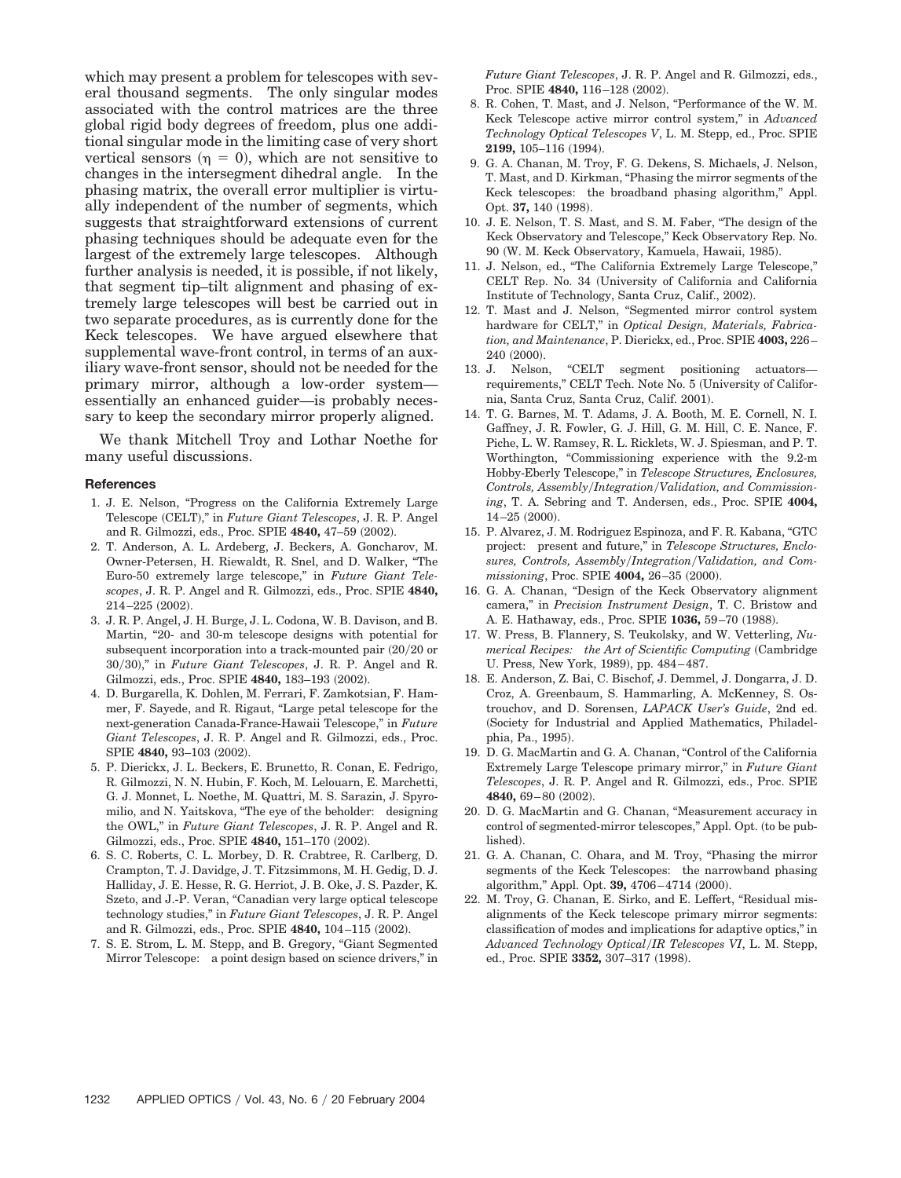which may present a problem for telescopes with several thousand segments. The only singular modes associated with the control matrices are the three global rigid body degrees of freedom, plus one additional singular mode in the limiting case of very short vertical sensors ($\eta = 0$), which are not sensitive to changes in the intersegment dihedral angle. In the phasing matrix, the overall error multiplier is virtually independent of the number of segments, which suggests that straightforward extensions of current phasing techniques should be adequate even for the largest of the extremely large telescopes. Although further analysis is needed, it is possible, if not likely, that segment tip–tilt alignment and phasing of extremely large telescopes will best be carried out in two separate procedures, as is currently done for the Keck telescopes. We have argued elsewhere that supplemental wave-front control, in terms of an auxiliary wave-front sensor, should not be needed for the primary mirror, although a low-order system—essentially an enhanced guider—is probably necessary to keep the secondary mirror properly aligned.

We thank Mitchell Troy and Lothar Noethe for many useful discussions.

## References

1. J. E. Nelson, "Progress on the California Extremely Large Telescope (CELT)," in *Future Giant Telescopes*, J. R. P. Angel and R. Gilmozzi, eds., Proc. SPIE **4840,** 47–59 (2002).
2. T. Anderson, A. L. Ardeberg, J. Beckers, A. Goncharov, M. Owner-Petersen, H. Riewaldt, R. Snel, and D. Walker, "The Euro-50 extremely large telescope," in *Future Giant Telescopes*, J. R. P. Angel and R. Gilmozzi, eds., Proc. SPIE **4840,** 214–225 (2002).
3. J. R. P. Angel, J. H. Burge, J. L. Codona, W. B. Davison, and B. Martin, "20- and 30-m telescope designs with potential for subsequent incorporation into a track-mounted pair (20/20 or 30/30)," in *Future Giant Telescopes*, J. R. P. Angel and R. Gilmozzi, eds., Proc. SPIE **4840,** 183–193 (2002).
4. D. Burgarella, K. Dohlen, M. Ferrari, F. Zamkotsian, F. Hammer, F. Sayede, and R. Rigaut, "Large petal telescope for the next-generation Canada-France-Hawaii Telescope," in *Future Giant Telescopes*, J. R. P. Angel and R. Gilmozzi, eds., Proc. SPIE **4840,** 93–103 (2002).
5. P. Dierickx, J. L. Beckers, E. Brunetto, R. Conan, E. Fedrigo, R. Gilmozzi, N. N. Hubin, F. Koch, M. Lelouarn, E. Marchetti, G. J. Monnet, L. Noethe, M. Quattri, M. S. Sarazin, J. Spyromilio, and N. Yaitskova, "The eye of the beholder: designing the OWL," in *Future Giant Telescopes*, J. R. P. Angel and R. Gilmozzi, eds., Proc. SPIE **4840,** 151–170 (2002).
6. S. C. Roberts, C. L. Morbey, D. R. Crabtree, R. Carlberg, D. Crampton, T. J. Davidge, J. T. Fitzsimmons, M. H. Gedig, D. J. Halliday, J. E. Hesse, R. G. Herriot, J. B. Oke, J. S. Pazder, K. Szeto, and J.-P. Veran, "Canadian very large optical telescope technology studies," in *Future Giant Telescopes*, J. R. P. Angel and R. Gilmozzi, eds., Proc. SPIE **4840,** 104–115 (2002).
7. S. E. Strom, L. M. Stepp, and B. Gregory, "Giant Segmented Mirror Telescope: a point design based on science drivers," in *Future Giant Telescopes*, J. R. P. Angel and R. Gilmozzi, eds., Proc. SPIE **4840,** 116–128 (2002).
8. R. Cohen, T. Mast, and J. Nelson, "Performance of the W. M. Keck Telescope active mirror control system," in *Advanced Technology Optical Telescopes V*, L. M. Stepp, ed., Proc. SPIE **2199,** 105–116 (1994).
9. G. A. Chanan, M. Troy, F. G. Dekens, S. Michaels, J. Nelson, T. Mast, and D. Kirkman, "Phasing the mirror segments of the Keck telescopes: the broadband phasing algorithm," Appl. Opt. **37,** 140 (1998).
10. J. E. Nelson, T. S. Mast, and S. M. Faber, "The design of the Keck Observatory and Telescope," Keck Observatory Rep. No. 90 (W. M. Keck Observatory, Kamuela, Hawaii, 1985).
11. J. Nelson, ed., "The California Extremely Large Telescope," CELT Rep. No. 34 (University of California and California Institute of Technology, Santa Cruz, Calif., 2002).
12. T. Mast and J. Nelson, "Segmented mirror control system hardware for CELT," in *Optical Design, Materials, Fabrication, and Maintenance*, P. Dierickx, ed., Proc. SPIE **4003,** 226–240 (2000).
13. J. Nelson, "CELT segment positioning actuators—requirements," CELT Tech. Note No. 5 (University of California, Santa Cruz, Santa Cruz, Calif. 2001).
14. T. G. Barnes, M. T. Adams, J. A. Booth, M. E. Cornell, N. I. Gaffney, J. R. Fowler, G. J. Hill, G. M. Hill, C. E. Nance, F. Piche, L. W. Ramsey, R. L. Ricklets, W. J. Spiesman, and P. T. Worthington, "Commissioning experience with the 9.2-m Hobby-Eberly Telescope," in *Telescope Structures, Enclosures, Controls, Assembly/Integration/Validation, and Commissioning*, T. A. Sebring and T. Andersen, eds., Proc. SPIE **4004,** 14–25 (2000).
15. P. Alvarez, J. M. Rodriguez Espinoza, and F. R. Kabana, "GTC project: present and future," in *Telescope Structures, Enclosures, Controls, Assembly/Integration/Validation, and Commissioning*, Proc. SPIE **4004,** 26–35 (2000).
16. G. A. Chanan, "Design of the Keck Observatory alignment camera," in *Precision Instrument Design*, T. C. Bristow and A. E. Hathaway, eds., Proc. SPIE **1036,** 59–70 (1988).
17. W. Press, B. Flannery, S. Teukolsky, and W. Vetterling, *Numerical Recipes: the Art of Scientific Computing* (Cambridge U. Press, New York, 1989), pp. 484–487.
18. E. Anderson, Z. Bai, C. Bischof, J. Demmel, J. Dongarra, J. D. Croz, A. Greenbaum, S. Hammarling, A. McKenney, S. Ostrouchov, and D. Sorensen, *LAPACK User's Guide*, 2nd ed. (Society for Industrial and Applied Mathematics, Philadelphia, Pa., 1995).
19. D. G. MacMartin and G. A. Chanan, "Control of the California Extremely Large Telescope primary mirror," in *Future Giant Telescopes*, J. R. P. Angel and R. Gilmozzi, eds., Proc. SPIE **4840,** 69–80 (2002).
20. D. G. MacMartin and G. Chanan, "Measurement accuracy in control of segmented-mirror telescopes," Appl. Opt. (to be published).
21. G. A. Chanan, C. Ohara, and M. Troy, "Phasing the mirror segments of the Keck Telescopes: the narrowband phasing algorithm," Appl. Opt. **39,** 4706–4714 (2000).
22. M. Troy, G. Chanan, E. Sirko, and E. Leffert, "Residual misalignments of the Keck telescope primary mirror segments: classification of modes and implications for adaptive optics," in *Advanced Technology Optical/IR Telescopes VI*, L. M. Stepp, ed., Proc. SPIE **3352,** 307–317 (1998).